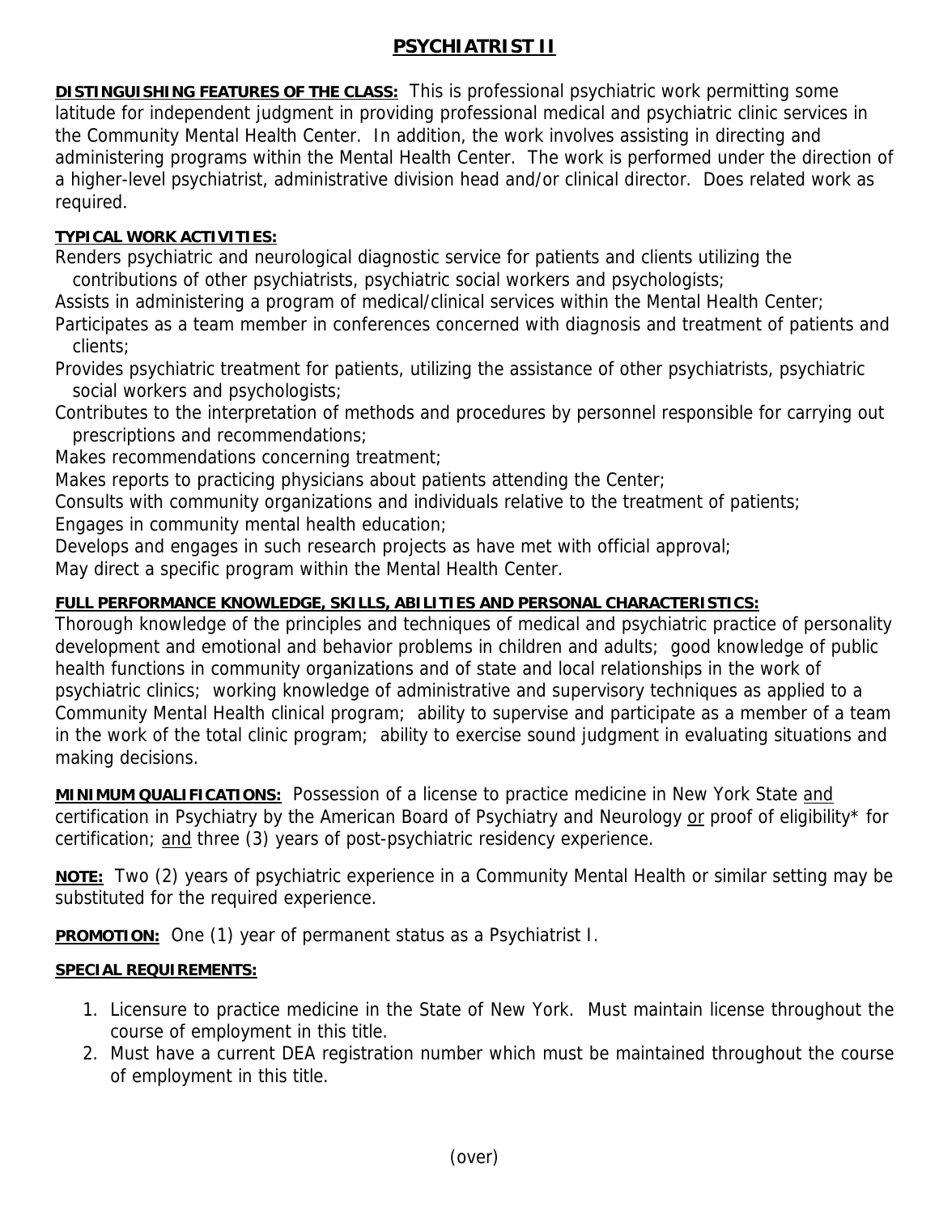# PSYCHIATRIST II

**DISTINGUISHING FEATURES OF THE CLASS:** This is professional psychiatric work permitting some latitude for independent judgment in providing professional medical and psychiatric clinic services in the Community Mental Health Center. In addition, the work involves assisting in directing and administering programs within the Mental Health Center. The work is performed under the direction of a higher-level psychiatrist, administrative division head and/or clinical director. Does related work as required.

**TYPICAL WORK ACTIVITIES:**

Renders psychiatric and neurological diagnostic service for patients and clients utilizing the contributions of other psychiatrists, psychiatric social workers and psychologists;

Assists in administering a program of medical/clinical services within the Mental Health Center;

Participates as a team member in conferences concerned with diagnosis and treatment of patients and clients;

Provides psychiatric treatment for patients, utilizing the assistance of other psychiatrists, psychiatric social workers and psychologists;

Contributes to the interpretation of methods and procedures by personnel responsible for carrying out prescriptions and recommendations;

Makes recommendations concerning treatment;

Makes reports to practicing physicians about patients attending the Center;

Consults with community organizations and individuals relative to the treatment of patients;

Engages in community mental health education;

Develops and engages in such research projects as have met with official approval;

May direct a specific program within the Mental Health Center.

**FULL PERFORMANCE KNOWLEDGE, SKILLS, ABILITIES AND PERSONAL CHARACTERISTICS:**

Thorough knowledge of the principles and techniques of medical and psychiatric practice of personality development and emotional and behavior problems in children and adults; good knowledge of public health functions in community organizations and of state and local relationships in the work of psychiatric clinics; working knowledge of administrative and supervisory techniques as applied to a Community Mental Health clinical program; ability to supervise and participate as a member of a team in the work of the total clinic program; ability to exercise sound judgment in evaluating situations and making decisions.

**MINIMUM QUALIFICATIONS:** Possession of a license to practice medicine in New York State and certification in Psychiatry by the American Board of Psychiatry and Neurology or proof of eligibility* for certification; and three (3) years of post-psychiatric residency experience.

**NOTE:** Two (2) years of psychiatric experience in a Community Mental Health or similar setting may be substituted for the required experience.

**PROMOTION:** One (1) year of permanent status as a Psychiatrist I.

**SPECIAL REQUIREMENTS:**

1. Licensure to practice medicine in the State of New York. Must maintain license throughout the course of employment in this title.
2. Must have a current DEA registration number which must be maintained throughout the course of employment in this title.

(over)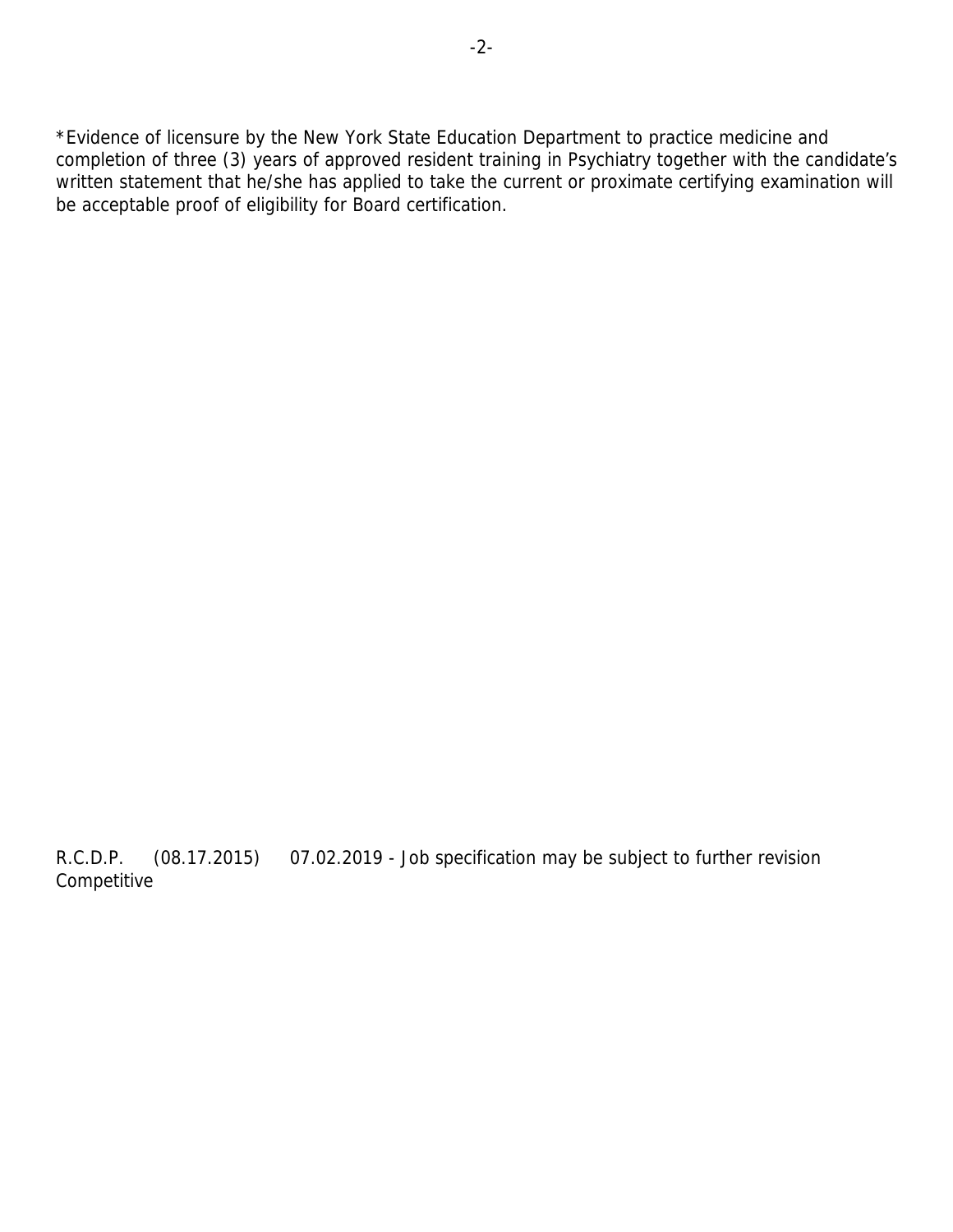*Evidence of licensure by the New York State Education Department to practice medicine and completion of three (3) years of approved resident training in Psychiatry together with the candidate's written statement that he/she has applied to take the current or proximate certifying examination will be acceptable proof of eligibility for Board certification.

R.C.D.P. (08.17.2015) 07.02.2019 - Job specification may be subject to further revision
Competitive